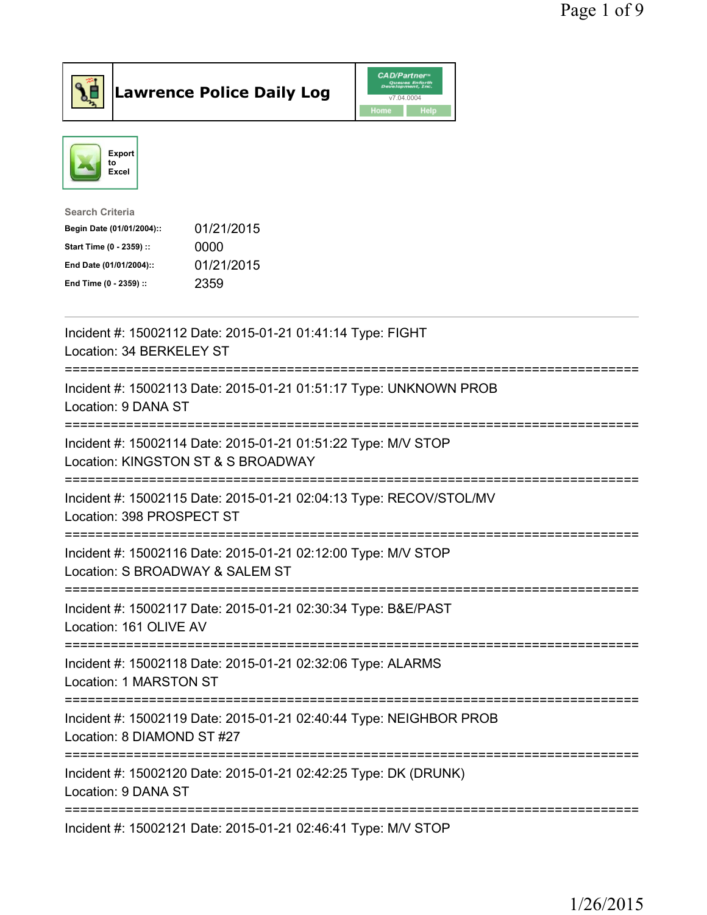# Lawrence Police Daily Log

CAD/Partner v7.04.0004

Home Help

Export to Excel

Search Criteria

| | |
|---|---|
| **Begin Date (01/01/2004)::** | 01/21/2015 |
| **Start Time (0 - 2359) ::** | 0000 |
| **End Date (01/01/2004)::** | 01/21/2015 |
| **End Time (0 - 2359) ::** | 2359 |

---

Incident #: 15002112 Date: 2015-01-21 01:41:14 Type: FIGHT
Location: 34 BERKELEY ST

===========================================================================

Incident #: 15002113 Date: 2015-01-21 01:51:17 Type: UNKNOWN PROB
Location: 9 DANA ST

===========================================================================

Incident #: 15002114 Date: 2015-01-21 01:51:22 Type: M/V STOP
Location: KINGSTON ST & S BROADWAY

===========================================================================

Incident #: 15002115 Date: 2015-01-21 02:04:13 Type: RECOV/STOL/MV
Location: 398 PROSPECT ST

===========================================================================

Incident #: 15002116 Date: 2015-01-21 02:12:00 Type: M/V STOP
Location: S BROADWAY & SALEM ST

===========================================================================

Incident #: 15002117 Date: 2015-01-21 02:30:34 Type: B&E/PAST
Location: 161 OLIVE AV

===========================================================================

Incident #: 15002118 Date: 2015-01-21 02:32:06 Type: ALARMS
Location: 1 MARSTON ST

===========================================================================

Incident #: 15002119 Date: 2015-01-21 02:40:44 Type: NEIGHBOR PROB
Location: 8 DIAMOND ST #27

===========================================================================

Incident #: 15002120 Date: 2015-01-21 02:42:25 Type: DK (DRUNK)
Location: 9 DANA ST

===========================================================================

Incident #: 15002121 Date: 2015-01-21 02:46:41 Type: M/V STOP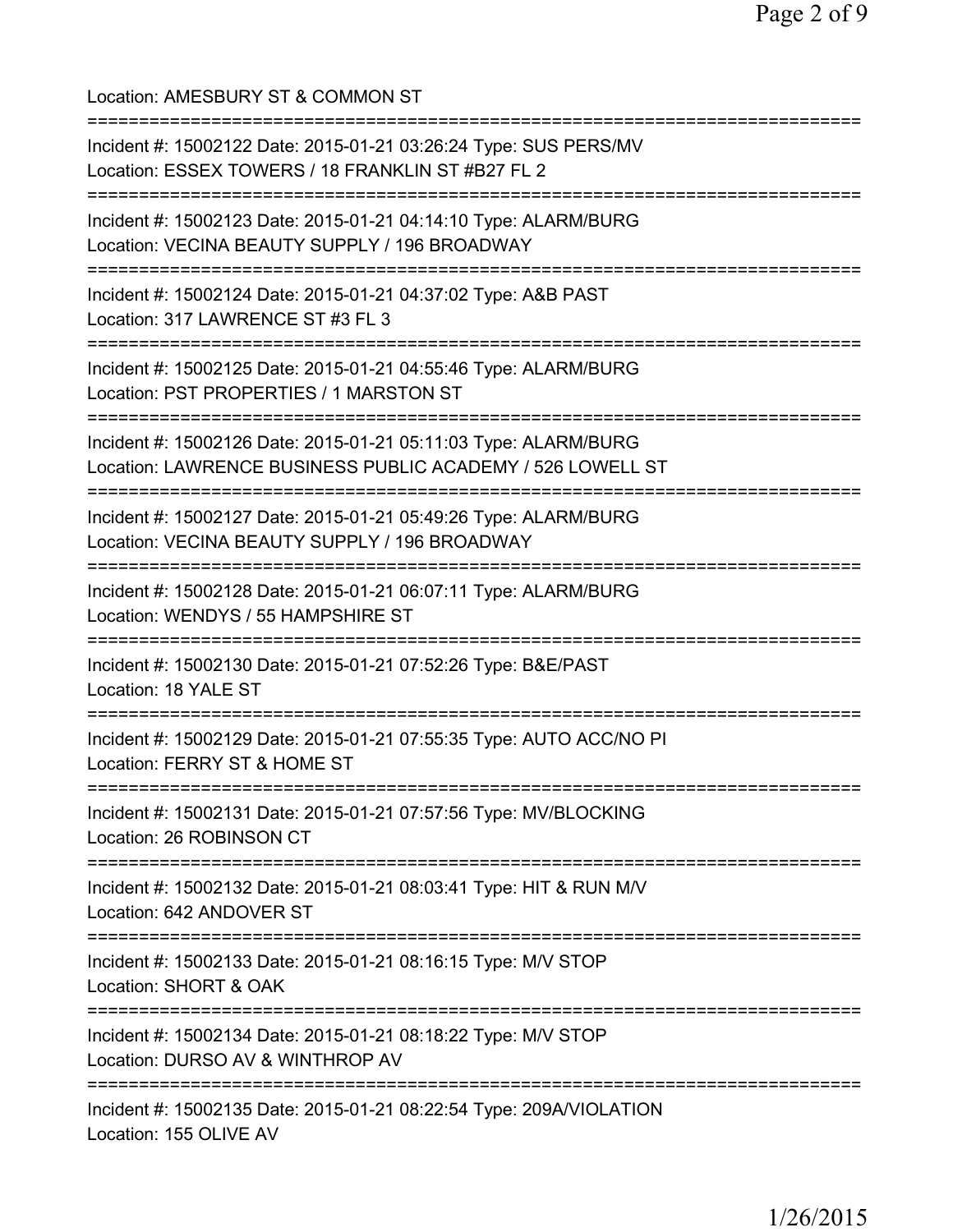Location: AMESBURY ST & COMMON ST

===========================================================================

Incident #: 15002122 Date: 2015-01-21 03:26:24 Type: SUS PERS/MV
Location: ESSEX TOWERS / 18 FRANKLIN ST #B27 FL 2

===========================================================================

Incident #: 15002123 Date: 2015-01-21 04:14:10 Type: ALARM/BURG
Location: VECINA BEAUTY SUPPLY / 196 BROADWAY

===========================================================================

Incident #: 15002124 Date: 2015-01-21 04:37:02 Type: A&B PAST
Location: 317 LAWRENCE ST #3 FL 3

===========================================================================

Incident #: 15002125 Date: 2015-01-21 04:55:46 Type: ALARM/BURG
Location: PST PROPERTIES / 1 MARSTON ST

===========================================================================

Incident #: 15002126 Date: 2015-01-21 05:11:03 Type: ALARM/BURG
Location: LAWRENCE BUSINESS PUBLIC ACADEMY / 526 LOWELL ST

===========================================================================

Incident #: 15002127 Date: 2015-01-21 05:49:26 Type: ALARM/BURG
Location: VECINA BEAUTY SUPPLY / 196 BROADWAY

===========================================================================

Incident #: 15002128 Date: 2015-01-21 06:07:11 Type: ALARM/BURG
Location: WENDYS / 55 HAMPSHIRE ST

===========================================================================

Incident #: 15002130 Date: 2015-01-21 07:52:26 Type: B&E/PAST
Location: 18 YALE ST

===========================================================================

Incident #: 15002129 Date: 2015-01-21 07:55:35 Type: AUTO ACC/NO PI
Location: FERRY ST & HOME ST

===========================================================================

Incident #: 15002131 Date: 2015-01-21 07:57:56 Type: MV/BLOCKING
Location: 26 ROBINSON CT

===========================================================================

Incident #: 15002132 Date: 2015-01-21 08:03:41 Type: HIT & RUN M/V
Location: 642 ANDOVER ST

===========================================================================

Incident #: 15002133 Date: 2015-01-21 08:16:15 Type: M/V STOP
Location: SHORT & OAK

===========================================================================

Incident #: 15002134 Date: 2015-01-21 08:18:22 Type: M/V STOP
Location: DURSO AV & WINTHROP AV

===========================================================================

Incident #: 15002135 Date: 2015-01-21 08:22:54 Type: 209A/VIOLATION
Location: 155 OLIVE AV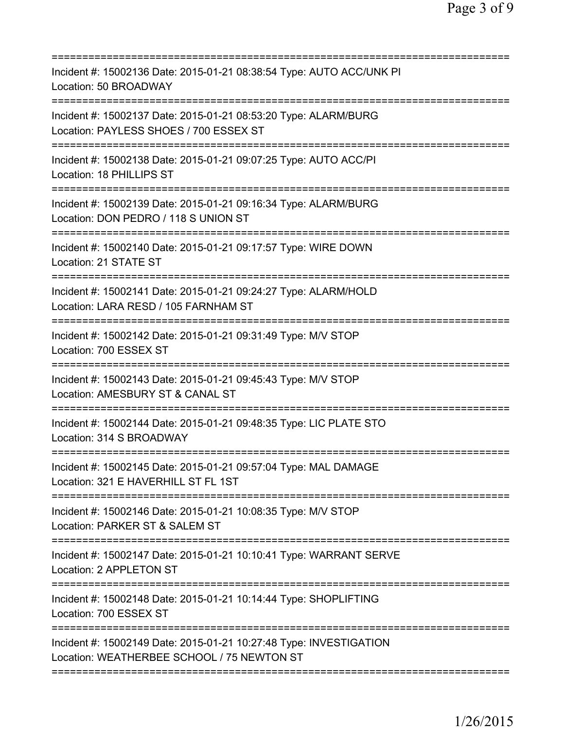===========================================================================
Incident #: 15002136 Date: 2015-01-21 08:38:54 Type: AUTO ACC/UNK PI
Location: 50 BROADWAY
===========================================================================
Incident #: 15002137 Date: 2015-01-21 08:53:20 Type: ALARM/BURG
Location: PAYLESS SHOES / 700 ESSEX ST
===========================================================================
Incident #: 15002138 Date: 2015-01-21 09:07:25 Type: AUTO ACC/PI
Location: 18 PHILLIPS ST
===========================================================================
Incident #: 15002139 Date: 2015-01-21 09:16:34 Type: ALARM/BURG
Location: DON PEDRO / 118 S UNION ST
===========================================================================
Incident #: 15002140 Date: 2015-01-21 09:17:57 Type: WIRE DOWN
Location: 21 STATE ST
===========================================================================
Incident #: 15002141 Date: 2015-01-21 09:24:27 Type: ALARM/HOLD
Location: LARA RESD / 105 FARNHAM ST
===========================================================================
Incident #: 15002142 Date: 2015-01-21 09:31:49 Type: M/V STOP
Location: 700 ESSEX ST
===========================================================================
Incident #: 15002143 Date: 2015-01-21 09:45:43 Type: M/V STOP
Location: AMESBURY ST & CANAL ST
===========================================================================
Incident #: 15002144 Date: 2015-01-21 09:48:35 Type: LIC PLATE STO
Location: 314 S BROADWAY
===========================================================================
Incident #: 15002145 Date: 2015-01-21 09:57:04 Type: MAL DAMAGE
Location: 321 E HAVERHILL ST FL 1ST
===========================================================================
Incident #: 15002146 Date: 2015-01-21 10:08:35 Type: M/V STOP
Location: PARKER ST & SALEM ST
===========================================================================
Incident #: 15002147 Date: 2015-01-21 10:10:41 Type: WARRANT SERVE
Location: 2 APPLETON ST
===========================================================================
Incident #: 15002148 Date: 2015-01-21 10:14:44 Type: SHOPLIFTING
Location: 700 ESSEX ST
===========================================================================
Incident #: 15002149 Date: 2015-01-21 10:27:48 Type: INVESTIGATION
Location: WEATHERBEE SCHOOL / 75 NEWTON ST
===========================================================================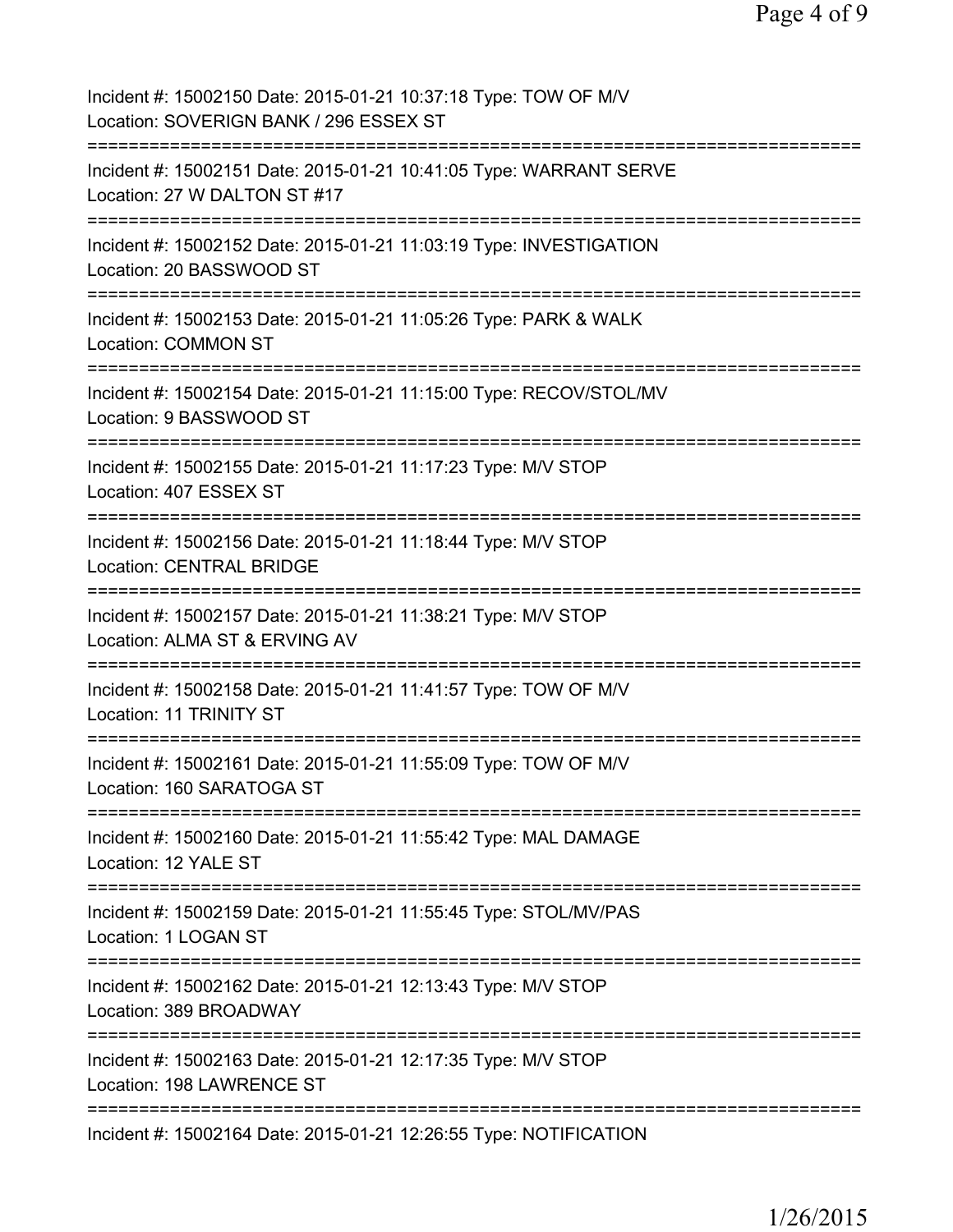Incident #: 15002150 Date: 2015-01-21 10:37:18 Type: TOW OF M/V
Location: SOVERIGN BANK / 296 ESSEX ST
===========================================================================
Incident #: 15002151 Date: 2015-01-21 10:41:05 Type: WARRANT SERVE
Location: 27 W DALTON ST #17
===========================================================================
Incident #: 15002152 Date: 2015-01-21 11:03:19 Type: INVESTIGATION
Location: 20 BASSWOOD ST
===========================================================================
Incident #: 15002153 Date: 2015-01-21 11:05:26 Type: PARK & WALK
Location: COMMON ST
===========================================================================
Incident #: 15002154 Date: 2015-01-21 11:15:00 Type: RECOV/STOL/MV
Location: 9 BASSWOOD ST
===========================================================================
Incident #: 15002155 Date: 2015-01-21 11:17:23 Type: M/V STOP
Location: 407 ESSEX ST
===========================================================================
Incident #: 15002156 Date: 2015-01-21 11:18:44 Type: M/V STOP
Location: CENTRAL BRIDGE
===========================================================================
Incident #: 15002157 Date: 2015-01-21 11:38:21 Type: M/V STOP
Location: ALMA ST & ERVING AV
===========================================================================
Incident #: 15002158 Date: 2015-01-21 11:41:57 Type: TOW OF M/V
Location: 11 TRINITY ST
===========================================================================
Incident #: 15002161 Date: 2015-01-21 11:55:09 Type: TOW OF M/V
Location: 160 SARATOGA ST
===========================================================================
Incident #: 15002160 Date: 2015-01-21 11:55:42 Type: MAL DAMAGE
Location: 12 YALE ST
===========================================================================
Incident #: 15002159 Date: 2015-01-21 11:55:45 Type: STOL/MV/PAS
Location: 1 LOGAN ST
===========================================================================
Incident #: 15002162 Date: 2015-01-21 12:13:43 Type: M/V STOP
Location: 389 BROADWAY
===========================================================================
Incident #: 15002163 Date: 2015-01-21 12:17:35 Type: M/V STOP
Location: 198 LAWRENCE ST
===========================================================================
Incident #: 15002164 Date: 2015-01-21 12:26:55 Type: NOTIFICATION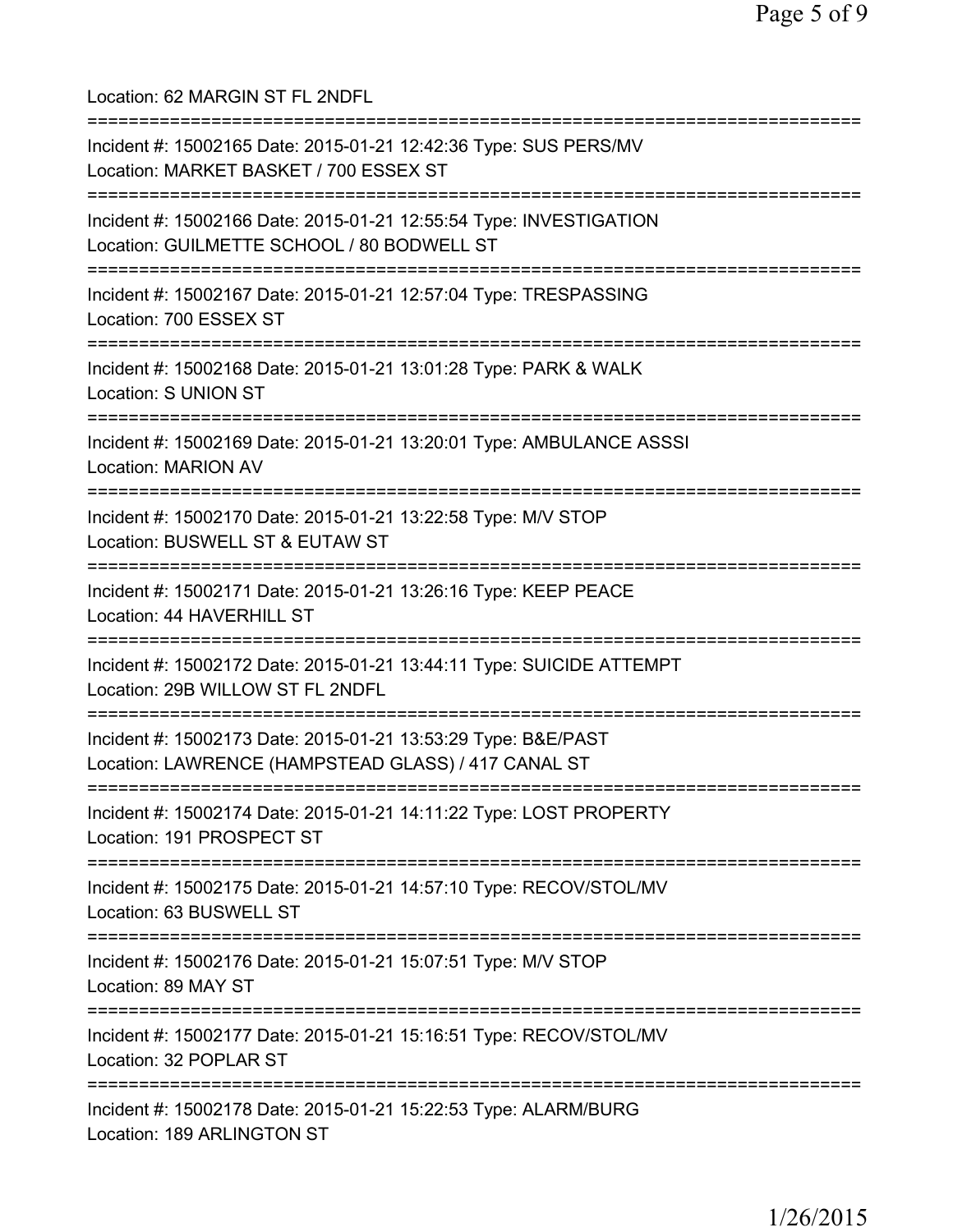Location: 62 MARGIN ST FL 2NDFL

===========================================================================

Incident #: 15002165 Date: 2015-01-21 12:42:36 Type: SUS PERS/MV
Location: MARKET BASKET / 700 ESSEX ST

===========================================================================

Incident #: 15002166 Date: 2015-01-21 12:55:54 Type: INVESTIGATION
Location: GUILMETTE SCHOOL / 80 BODWELL ST

===========================================================================

Incident #: 15002167 Date: 2015-01-21 12:57:04 Type: TRESPASSING
Location: 700 ESSEX ST

===========================================================================

Incident #: 15002168 Date: 2015-01-21 13:01:28 Type: PARK & WALK
Location: S UNION ST

===========================================================================

Incident #: 15002169 Date: 2015-01-21 13:20:01 Type: AMBULANCE ASSSI
Location: MARION AV

===========================================================================

Incident #: 15002170 Date: 2015-01-21 13:22:58 Type: M/V STOP
Location: BUSWELL ST & EUTAW ST

===========================================================================

Incident #: 15002171 Date: 2015-01-21 13:26:16 Type: KEEP PEACE
Location: 44 HAVERHILL ST

===========================================================================

Incident #: 15002172 Date: 2015-01-21 13:44:11 Type: SUICIDE ATTEMPT
Location: 29B WILLOW ST FL 2NDFL

===========================================================================

Incident #: 15002173 Date: 2015-01-21 13:53:29 Type: B&E/PAST
Location: LAWRENCE (HAMPSTEAD GLASS) / 417 CANAL ST

===========================================================================

Incident #: 15002174 Date: 2015-01-21 14:11:22 Type: LOST PROPERTY
Location: 191 PROSPECT ST

===========================================================================

Incident #: 15002175 Date: 2015-01-21 14:57:10 Type: RECOV/STOL/MV
Location: 63 BUSWELL ST

===========================================================================

Incident #: 15002176 Date: 2015-01-21 15:07:51 Type: M/V STOP
Location: 89 MAY ST

===========================================================================

Incident #: 15002177 Date: 2015-01-21 15:16:51 Type: RECOV/STOL/MV
Location: 32 POPLAR ST

===========================================================================

Incident #: 15002178 Date: 2015-01-21 15:22:53 Type: ALARM/BURG
Location: 189 ARLINGTON ST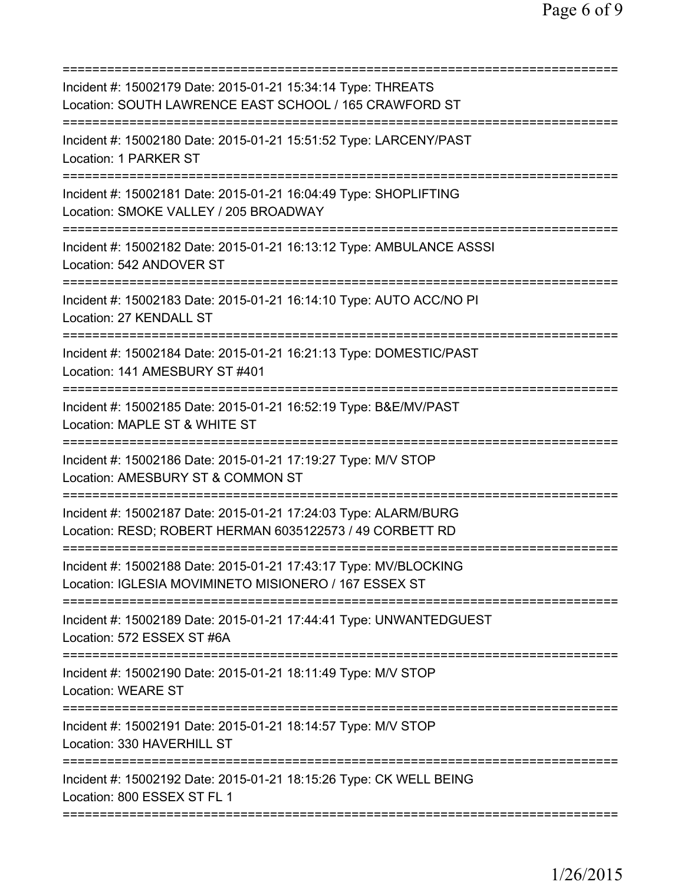===========================================================================

Incident #: 15002179 Date: 2015-01-21 15:34:14 Type: THREATS
Location: SOUTH LAWRENCE EAST SCHOOL / 165 CRAWFORD ST

===========================================================================

Incident #: 15002180 Date: 2015-01-21 15:51:52 Type: LARCENY/PAST
Location: 1 PARKER ST

===========================================================================

Incident #: 15002181 Date: 2015-01-21 16:04:49 Type: SHOPLIFTING
Location: SMOKE VALLEY / 205 BROADWAY

===========================================================================

Incident #: 15002182 Date: 2015-01-21 16:13:12 Type: AMBULANCE ASSSI
Location: 542 ANDOVER ST

===========================================================================

Incident #: 15002183 Date: 2015-01-21 16:14:10 Type: AUTO ACC/NO PI
Location: 27 KENDALL ST

===========================================================================

Incident #: 15002184 Date: 2015-01-21 16:21:13 Type: DOMESTIC/PAST
Location: 141 AMESBURY ST #401

===========================================================================

Incident #: 15002185 Date: 2015-01-21 16:52:19 Type: B&E/MV/PAST
Location: MAPLE ST & WHITE ST

===========================================================================

Incident #: 15002186 Date: 2015-01-21 17:19:27 Type: M/V STOP
Location: AMESBURY ST & COMMON ST

===========================================================================

Incident #: 15002187 Date: 2015-01-21 17:24:03 Type: ALARM/BURG
Location: RESD; ROBERT HERMAN 6035122573 / 49 CORBETT RD

===========================================================================

Incident #: 15002188 Date: 2015-01-21 17:43:17 Type: MV/BLOCKING
Location: IGLESIA MOVIMINETO MISIONERO / 167 ESSEX ST

===========================================================================

Incident #: 15002189 Date: 2015-01-21 17:44:41 Type: UNWANTEDGUEST
Location: 572 ESSEX ST #6A

===========================================================================

Incident #: 15002190 Date: 2015-01-21 18:11:49 Type: M/V STOP
Location: WEARE ST

===========================================================================

Incident #: 15002191 Date: 2015-01-21 18:14:57 Type: M/V STOP
Location: 330 HAVERHILL ST

===========================================================================

Incident #: 15002192 Date: 2015-01-21 18:15:26 Type: CK WELL BEING
Location: 800 ESSEX ST FL 1

===========================================================================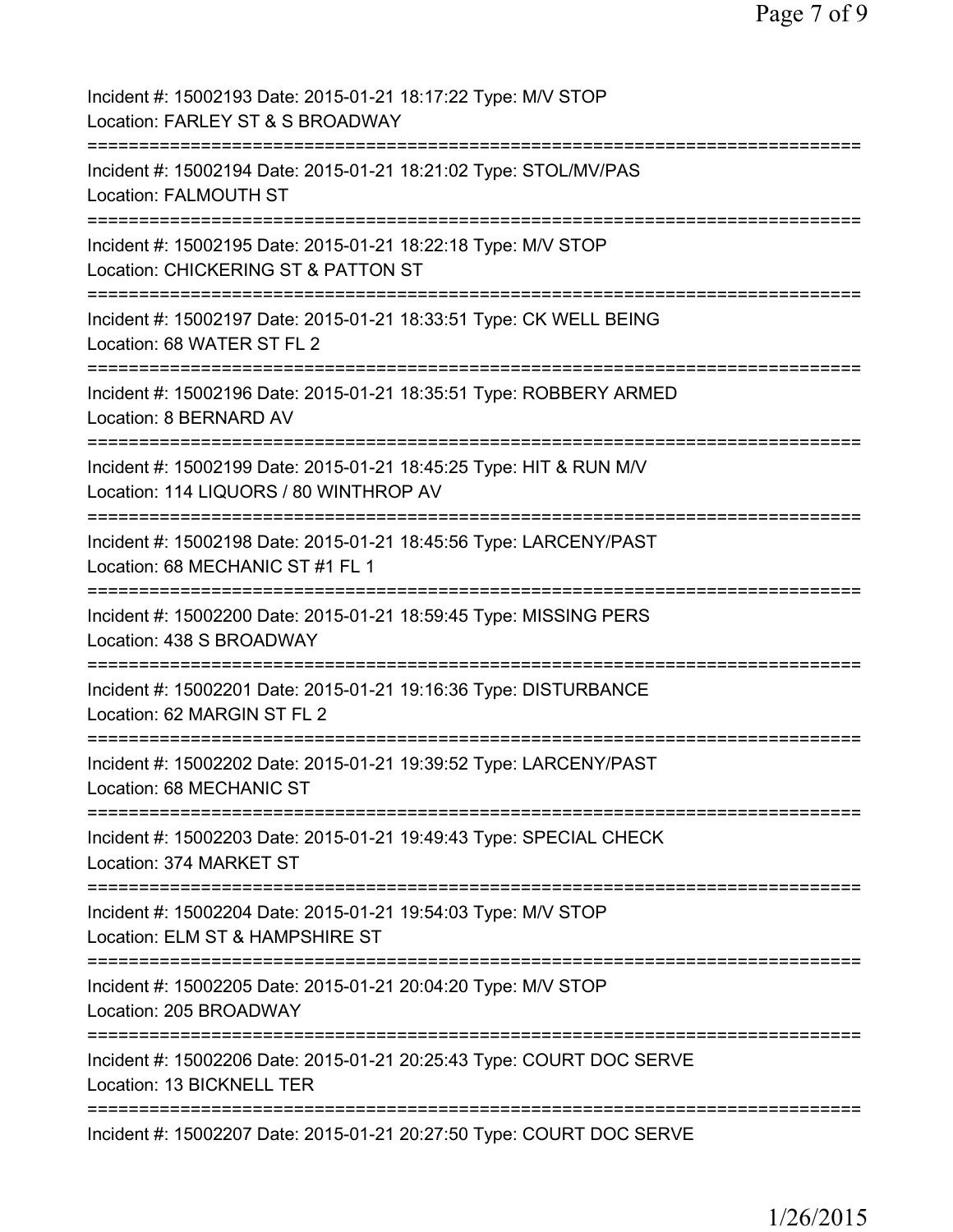Incident #: 15002193 Date: 2015-01-21 18:17:22 Type: M/V STOP
Location: FARLEY ST & S BROADWAY

===========================================================================

Incident #: 15002194 Date: 2015-01-21 18:21:02 Type: STOL/MV/PAS
Location: FALMOUTH ST

===========================================================================

Incident #: 15002195 Date: 2015-01-21 18:22:18 Type: M/V STOP
Location: CHICKERING ST & PATTON ST

===========================================================================

Incident #: 15002197 Date: 2015-01-21 18:33:51 Type: CK WELL BEING
Location: 68 WATER ST FL 2

===========================================================================

Incident #: 15002196 Date: 2015-01-21 18:35:51 Type: ROBBERY ARMED
Location: 8 BERNARD AV

===========================================================================

Incident #: 15002199 Date: 2015-01-21 18:45:25 Type: HIT & RUN M/V
Location: 114 LIQUORS / 80 WINTHROP AV

===========================================================================

Incident #: 15002198 Date: 2015-01-21 18:45:56 Type: LARCENY/PAST
Location: 68 MECHANIC ST #1 FL 1

===========================================================================

Incident #: 15002200 Date: 2015-01-21 18:59:45 Type: MISSING PERS
Location: 438 S BROADWAY

===========================================================================

Incident #: 15002201 Date: 2015-01-21 19:16:36 Type: DISTURBANCE
Location: 62 MARGIN ST FL 2

===========================================================================

Incident #: 15002202 Date: 2015-01-21 19:39:52 Type: LARCENY/PAST
Location: 68 MECHANIC ST

===========================================================================

Incident #: 15002203 Date: 2015-01-21 19:49:43 Type: SPECIAL CHECK
Location: 374 MARKET ST

===========================================================================

Incident #: 15002204 Date: 2015-01-21 19:54:03 Type: M/V STOP
Location: ELM ST & HAMPSHIRE ST

===========================================================================

Incident #: 15002205 Date: 2015-01-21 20:04:20 Type: M/V STOP
Location: 205 BROADWAY

===========================================================================

Incident #: 15002206 Date: 2015-01-21 20:25:43 Type: COURT DOC SERVE
Location: 13 BICKNELL TER

===========================================================================

Incident #: 15002207 Date: 2015-01-21 20:27:50 Type: COURT DOC SERVE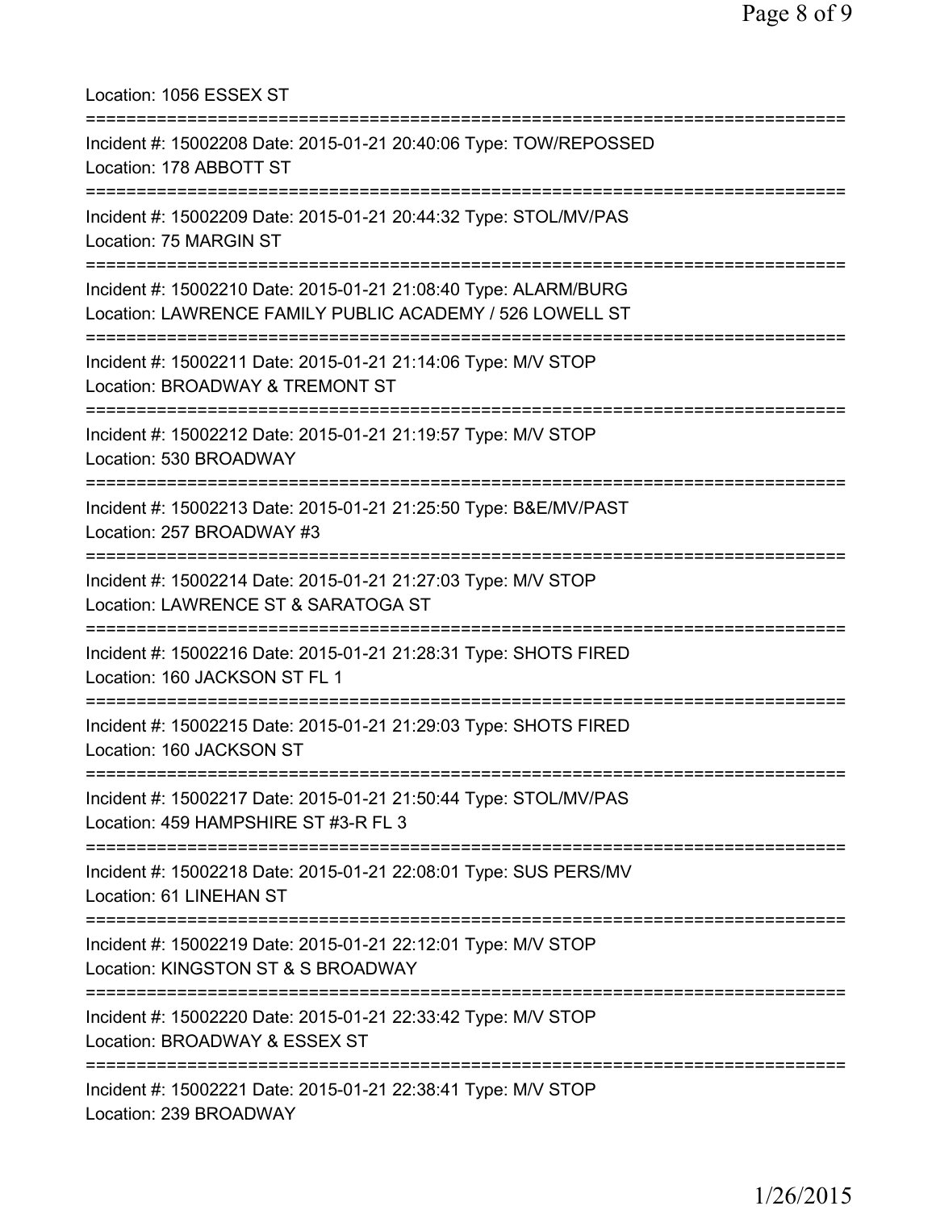Location: 1056 ESSEX ST

===========================================================================

Incident #: 15002208 Date: 2015-01-21 20:40:06 Type: TOW/REPOSSED
Location: 178 ABBOTT ST

===========================================================================

Incident #: 15002209 Date: 2015-01-21 20:44:32 Type: STOL/MV/PAS
Location: 75 MARGIN ST

===========================================================================

Incident #: 15002210 Date: 2015-01-21 21:08:40 Type: ALARM/BURG
Location: LAWRENCE FAMILY PUBLIC ACADEMY / 526 LOWELL ST

===========================================================================

Incident #: 15002211 Date: 2015-01-21 21:14:06 Type: M/V STOP
Location: BROADWAY & TREMONT ST

===========================================================================

Incident #: 15002212 Date: 2015-01-21 21:19:57 Type: M/V STOP
Location: 530 BROADWAY

===========================================================================

Incident #: 15002213 Date: 2015-01-21 21:25:50 Type: B&E/MV/PAST
Location: 257 BROADWAY #3

===========================================================================

Incident #: 15002214 Date: 2015-01-21 21:27:03 Type: M/V STOP
Location: LAWRENCE ST & SARATOGA ST

===========================================================================

Incident #: 15002216 Date: 2015-01-21 21:28:31 Type: SHOTS FIRED
Location: 160 JACKSON ST FL 1

===========================================================================

Incident #: 15002215 Date: 2015-01-21 21:29:03 Type: SHOTS FIRED
Location: 160 JACKSON ST

===========================================================================

Incident #: 15002217 Date: 2015-01-21 21:50:44 Type: STOL/MV/PAS
Location: 459 HAMPSHIRE ST #3-R FL 3

===========================================================================

Incident #: 15002218 Date: 2015-01-21 22:08:01 Type: SUS PERS/MV
Location: 61 LINEHAN ST

===========================================================================

Incident #: 15002219 Date: 2015-01-21 22:12:01 Type: M/V STOP
Location: KINGSTON ST & S BROADWAY

===========================================================================

Incident #: 15002220 Date: 2015-01-21 22:33:42 Type: M/V STOP
Location: BROADWAY & ESSEX ST

===========================================================================

Incident #: 15002221 Date: 2015-01-21 22:38:41 Type: M/V STOP
Location: 239 BROADWAY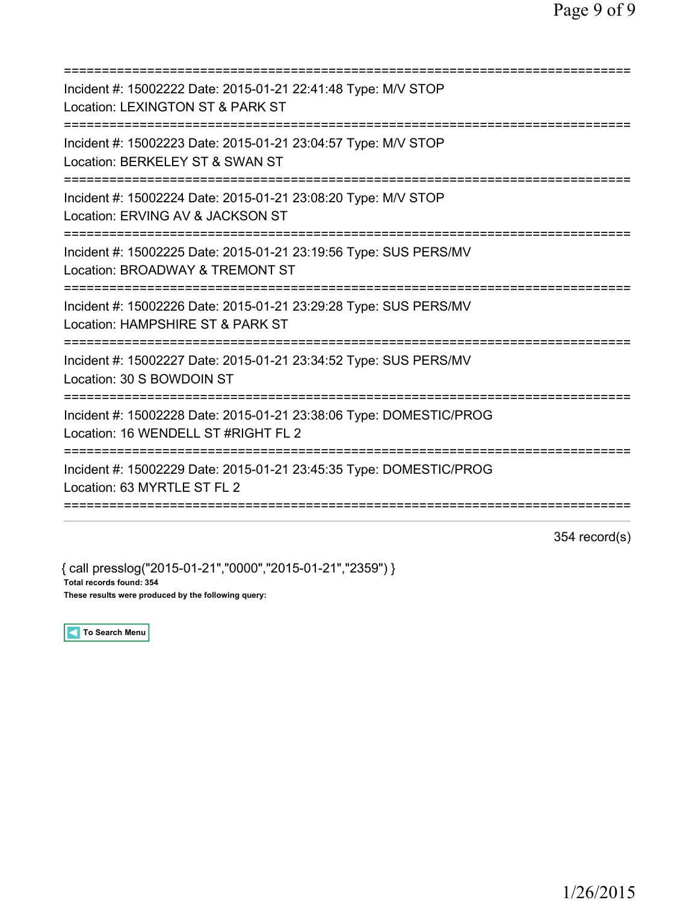===========================================================================

Incident #: 15002222 Date: 2015-01-21 22:41:48 Type: M/V STOP
Location: LEXINGTON ST & PARK ST

===========================================================================

Incident #: 15002223 Date: 2015-01-21 23:04:57 Type: M/V STOP
Location: BERKELEY ST & SWAN ST

===========================================================================

Incident #: 15002224 Date: 2015-01-21 23:08:20 Type: M/V STOP
Location: ERVING AV & JACKSON ST

===========================================================================

Incident #: 15002225 Date: 2015-01-21 23:19:56 Type: SUS PERS/MV
Location: BROADWAY & TREMONT ST

===========================================================================

Incident #: 15002226 Date: 2015-01-21 23:29:28 Type: SUS PERS/MV
Location: HAMPSHIRE ST & PARK ST

===========================================================================

Incident #: 15002227 Date: 2015-01-21 23:34:52 Type: SUS PERS/MV
Location: 30 S BOWDOIN ST

===========================================================================

Incident #: 15002228 Date: 2015-01-21 23:38:06 Type: DOMESTIC/PROG
Location: 16 WENDELL ST #RIGHT FL 2

===========================================================================

Incident #: 15002229 Date: 2015-01-21 23:45:35 Type: DOMESTIC/PROG
Location: 63 MYRTLE ST FL 2

===========================================================================

354 record(s)

{ call presslog("2015-01-21","0000","2015-01-21","2359") }

**Total records found: 354**

**These results were produced by the following query:**

**To Search Menu**